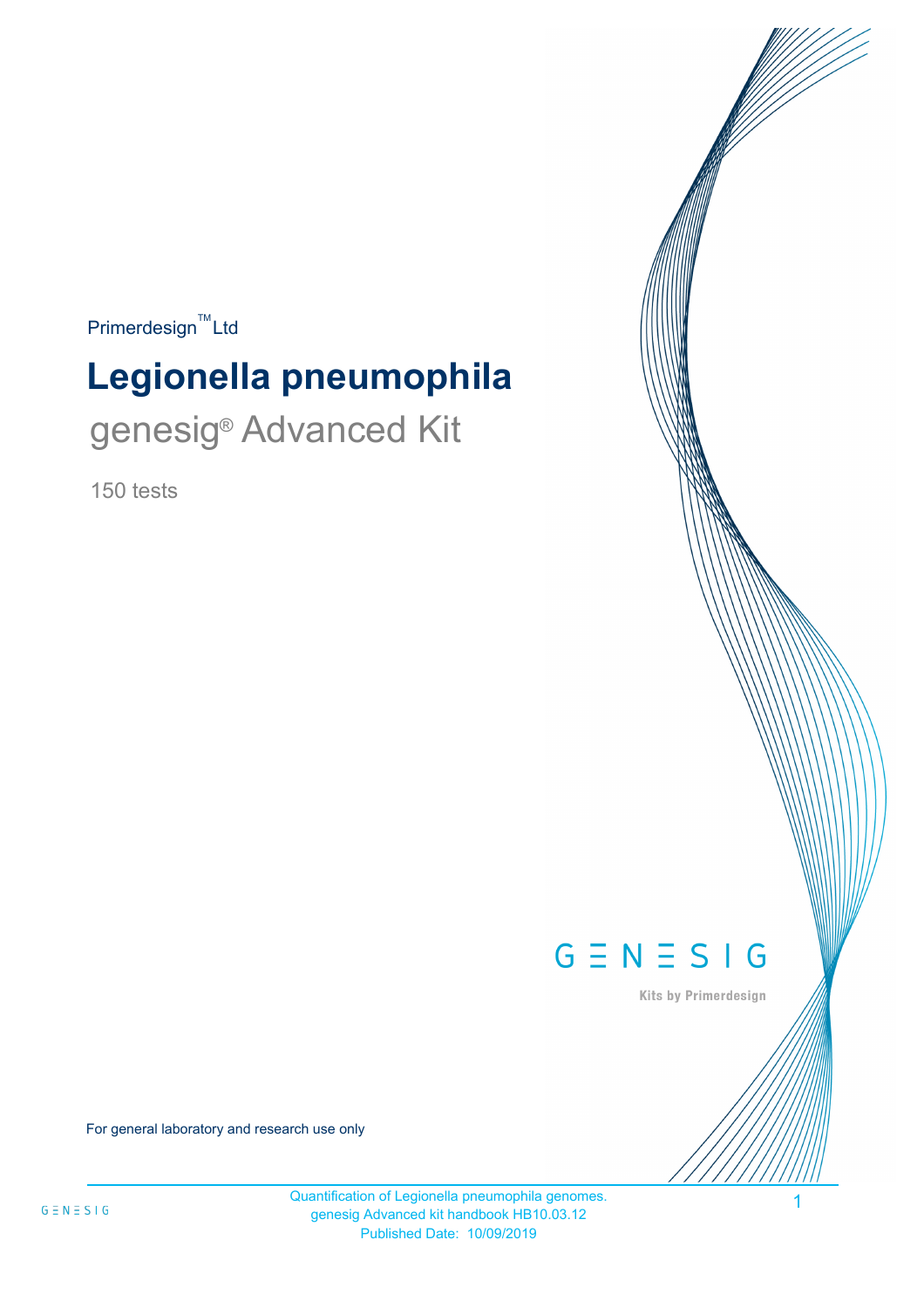Primerdesign™ Ltd

# Legionella pneumophila

## genesig® Advanced Kit

150 tests

GENESIG

Kits by Primerdesign

For general laboratory and research use only

Quantification of Legionella pneumophila genomes.
genesig Advanced kit handbook HB10.03.12
Published Date: 10/09/2019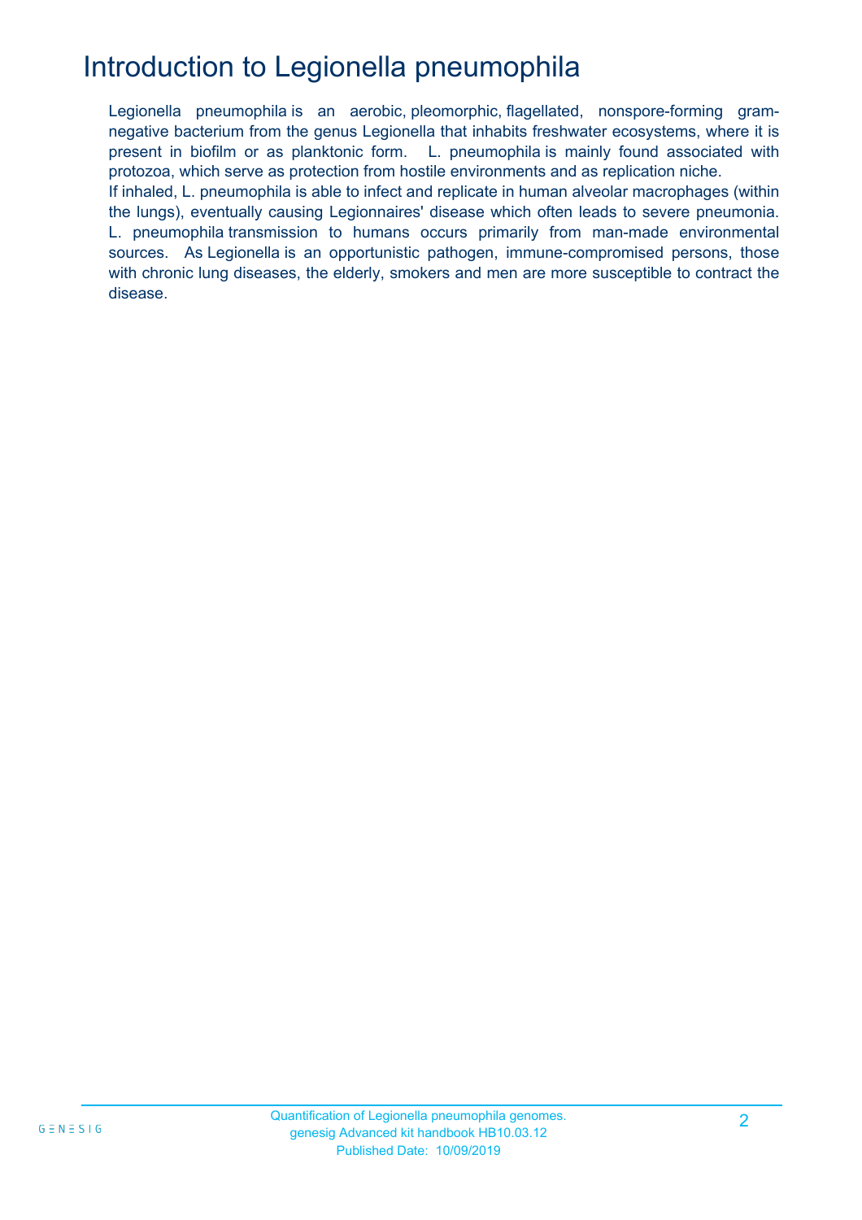# Introduction to Legionella pneumophila

Legionella pneumophila is an aerobic, pleomorphic, flagellated, nonspore-forming gram-negative bacterium from the genus Legionella that inhabits freshwater ecosystems, where it is present in biofilm or as planktonic form. L. pneumophila is mainly found associated with protozoa, which serve as protection from hostile environments and as replication niche.

If inhaled, L. pneumophila is able to infect and replicate in human alveolar macrophages (within the lungs), eventually causing Legionnaires' disease which often leads to severe pneumonia. L. pneumophila transmission to humans occurs primarily from man-made environmental sources. As Legionella is an opportunistic pathogen, immune-compromised persons, those with chronic lung diseases, the elderly, smokers and men are more susceptible to contract the disease.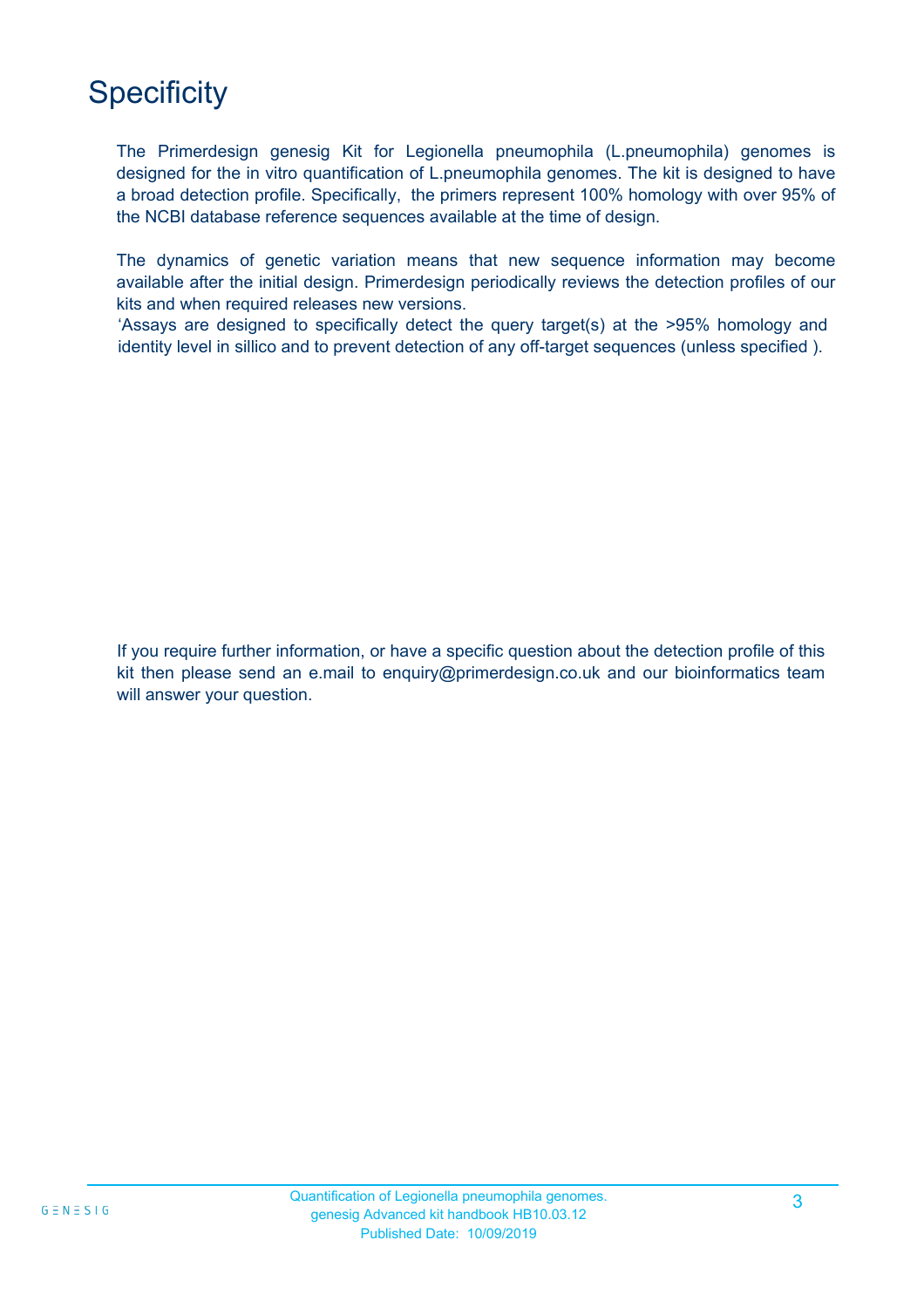# Specificity

The Primerdesign genesig Kit for Legionella pneumophila (L.pneumophila) genomes is designed for the in vitro quantification of L.pneumophila genomes. The kit is designed to have a broad detection profile. Specifically, the primers represent 100% homology with over 95% of the NCBI database reference sequences available at the time of design.

The dynamics of genetic variation means that new sequence information may become available after the initial design. Primerdesign periodically reviews the detection profiles of our kits and when required releases new versions.
'Assays are designed to specifically detect the query target(s) at the >95% homology and identity level in sillico and to prevent detection of any off-target sequences (unless specified ).

If you require further information, or have a specific question about the detection profile of this kit then please send an e.mail to enquiry@primerdesign.co.uk and our bioinformatics team will answer your question.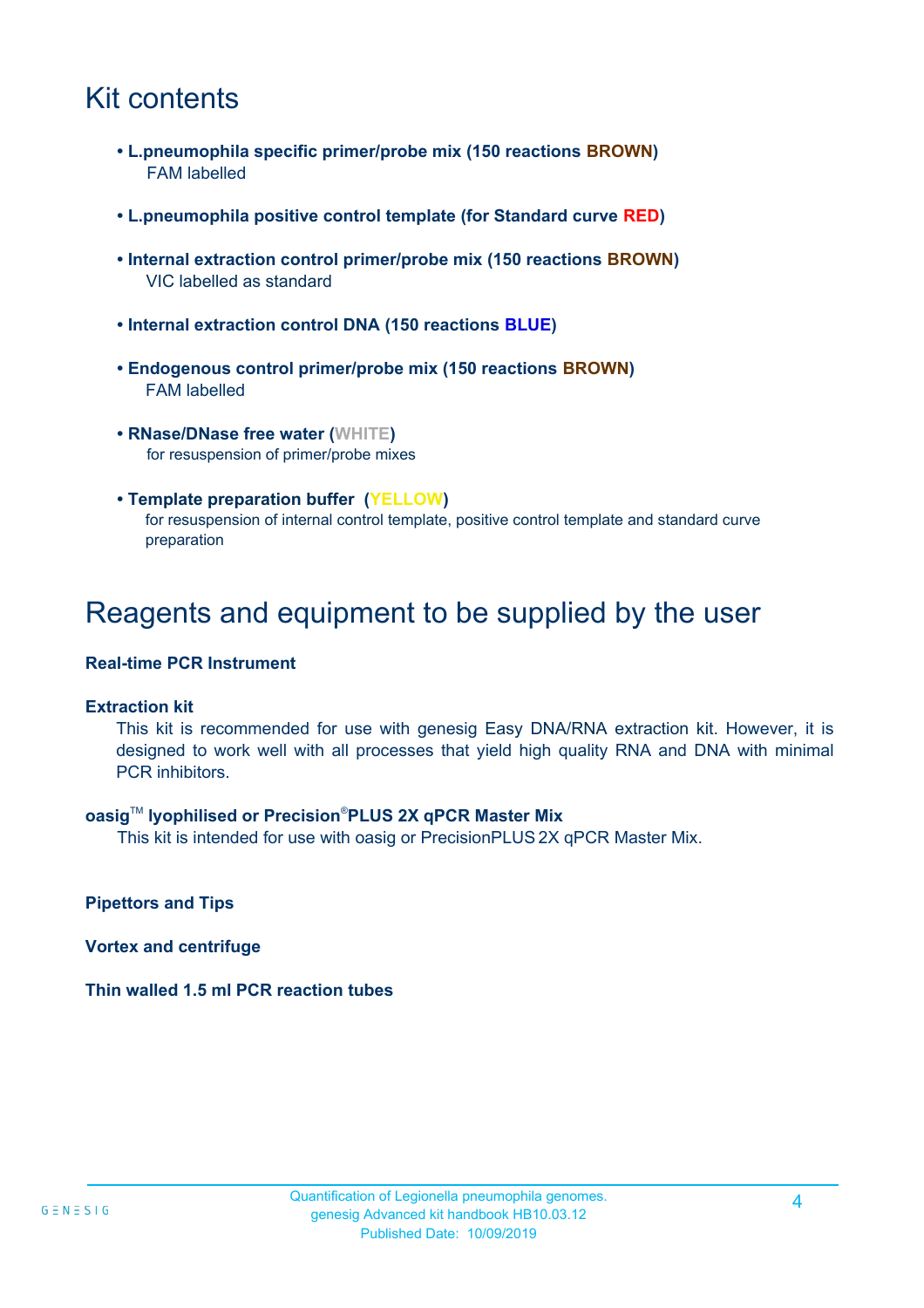# Kit contents

- **L.pneumophila specific primer/probe mix (150 reactions BROWN)**
  FAM labelled

- **L.pneumophila positive control template (for Standard curve RED)**

- **Internal extraction control primer/probe mix (150 reactions BROWN)**
  VIC labelled as standard

- **Internal extraction control DNA (150 reactions BLUE)**

- **Endogenous control primer/probe mix (150 reactions BROWN)**
  FAM labelled

- **RNase/DNase free water (WHITE)**
  for resuspension of primer/probe mixes

- **Template preparation buffer (YELLOW)**
  for resuspension of internal control template, positive control template and standard curve preparation

# Reagents and equipment to be supplied by the user

**Real-time PCR Instrument**

**Extraction kit**

This kit is recommended for use with genesig Easy DNA/RNA extraction kit. However, it is designed to work well with all processes that yield high quality RNA and DNA with minimal PCR inhibitors.

**oasig™ lyophilised or Precision®PLUS 2X qPCR Master Mix**

This kit is intended for use with oasig or PrecisionPLUS 2X qPCR Master Mix.

**Pipettors and Tips**

**Vortex and centrifuge**

**Thin walled 1.5 ml PCR reaction tubes**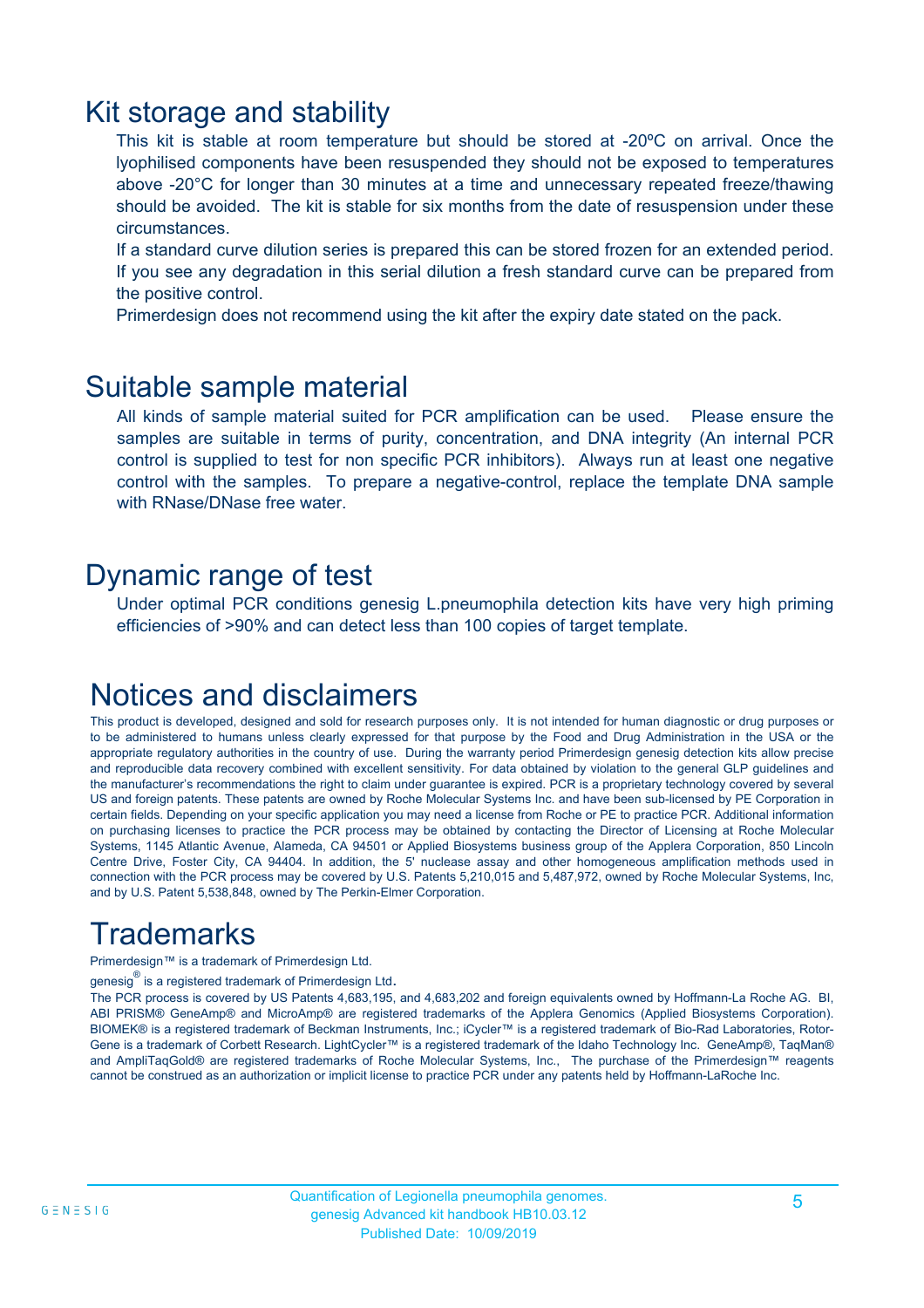# Kit storage and stability

This kit is stable at room temperature but should be stored at -20ºC on arrival. Once the lyophilised components have been resuspended they should not be exposed to temperatures above -20°C for longer than 30 minutes at a time and unnecessary repeated freeze/thawing should be avoided. The kit is stable for six months from the date of resuspension under these circumstances.

If a standard curve dilution series is prepared this can be stored frozen for an extended period. If you see any degradation in this serial dilution a fresh standard curve can be prepared from the positive control.

Primerdesign does not recommend using the kit after the expiry date stated on the pack.

# Suitable sample material

All kinds of sample material suited for PCR amplification can be used. Please ensure the samples are suitable in terms of purity, concentration, and DNA integrity (An internal PCR control is supplied to test for non specific PCR inhibitors). Always run at least one negative control with the samples. To prepare a negative-control, replace the template DNA sample with RNase/DNase free water.

# Dynamic range of test

Under optimal PCR conditions genesig L.pneumophila detection kits have very high priming efficiencies of >90% and can detect less than 100 copies of target template.

# Notices and disclaimers

This product is developed, designed and sold for research purposes only. It is not intended for human diagnostic or drug purposes or to be administered to humans unless clearly expressed for that purpose by the Food and Drug Administration in the USA or the appropriate regulatory authorities in the country of use. During the warranty period Primerdesign genesig detection kits allow precise and reproducible data recovery combined with excellent sensitivity. For data obtained by violation to the general GLP guidelines and the manufacturer's recommendations the right to claim under guarantee is expired. PCR is a proprietary technology covered by several US and foreign patents. These patents are owned by Roche Molecular Systems Inc. and have been sub-licensed by PE Corporation in certain fields. Depending on your specific application you may need a license from Roche or PE to practice PCR. Additional information on purchasing licenses to practice the PCR process may be obtained by contacting the Director of Licensing at Roche Molecular Systems, 1145 Atlantic Avenue, Alameda, CA 94501 or Applied Biosystems business group of the Applera Corporation, 850 Lincoln Centre Drive, Foster City, CA 94404. In addition, the 5' nuclease assay and other homogeneous amplification methods used in connection with the PCR process may be covered by U.S. Patents 5,210,015 and 5,487,972, owned by Roche Molecular Systems, Inc, and by U.S. Patent 5,538,848, owned by The Perkin-Elmer Corporation.

# Trademarks

Primerdesign™ is a trademark of Primerdesign Ltd.

genesig® is a registered trademark of Primerdesign Ltd.

The PCR process is covered by US Patents 4,683,195, and 4,683,202 and foreign equivalents owned by Hoffmann-La Roche AG. BI, ABI PRISM® GeneAmp® and MicroAmp® are registered trademarks of the Applera Genomics (Applied Biosystems Corporation). BIOMEK® is a registered trademark of Beckman Instruments, Inc.; iCycler™ is a registered trademark of Bio-Rad Laboratories, Rotor-Gene is a trademark of Corbett Research. LightCycler™ is a registered trademark of the Idaho Technology Inc. GeneAmp®, TaqMan® and AmpliTaqGold® are registered trademarks of Roche Molecular Systems, Inc., The purchase of the Primerdesign™ reagents cannot be construed as an authorization or implicit license to practice PCR under any patents held by Hoffmann-LaRoche Inc.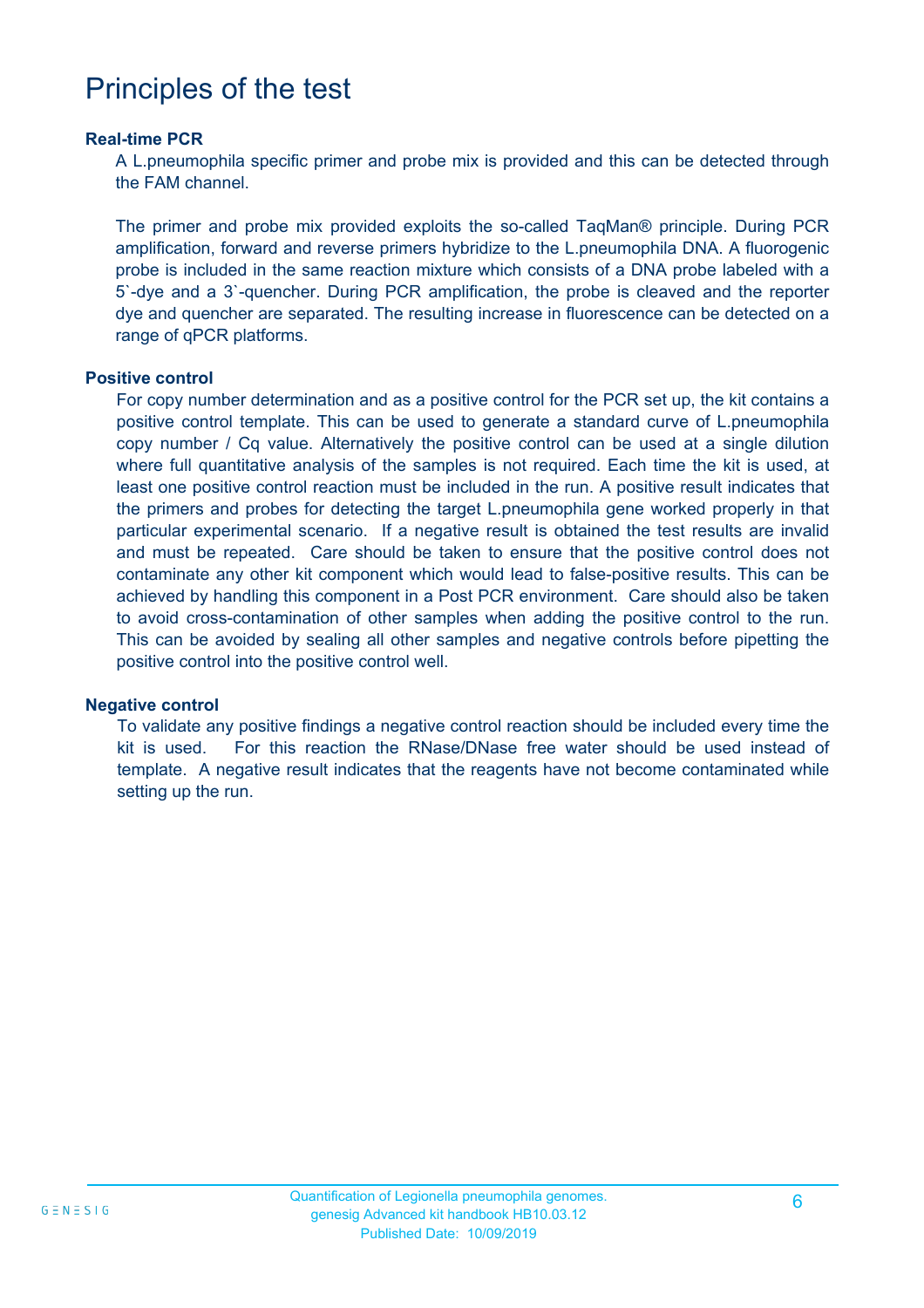# Principles of the test

### Real-time PCR

A L.pneumophila specific primer and probe mix is provided and this can be detected through the FAM channel.

The primer and probe mix provided exploits the so-called TaqMan® principle. During PCR amplification, forward and reverse primers hybridize to the L.pneumophila DNA. A fluorogenic probe is included in the same reaction mixture which consists of a DNA probe labeled with a 5`-dye and a 3`-quencher. During PCR amplification, the probe is cleaved and the reporter dye and quencher are separated. The resulting increase in fluorescence can be detected on a range of qPCR platforms.

### Positive control

For copy number determination and as a positive control for the PCR set up, the kit contains a positive control template. This can be used to generate a standard curve of L.pneumophila copy number / Cq value. Alternatively the positive control can be used at a single dilution where full quantitative analysis of the samples is not required. Each time the kit is used, at least one positive control reaction must be included in the run. A positive result indicates that the primers and probes for detecting the target L.pneumophila gene worked properly in that particular experimental scenario. If a negative result is obtained the test results are invalid and must be repeated. Care should be taken to ensure that the positive control does not contaminate any other kit component which would lead to false-positive results. This can be achieved by handling this component in a Post PCR environment. Care should also be taken to avoid cross-contamination of other samples when adding the positive control to the run. This can be avoided by sealing all other samples and negative controls before pipetting the positive control into the positive control well.

### Negative control

To validate any positive findings a negative control reaction should be included every time the kit is used. For this reaction the RNase/DNase free water should be used instead of template. A negative result indicates that the reagents have not become contaminated while setting up the run.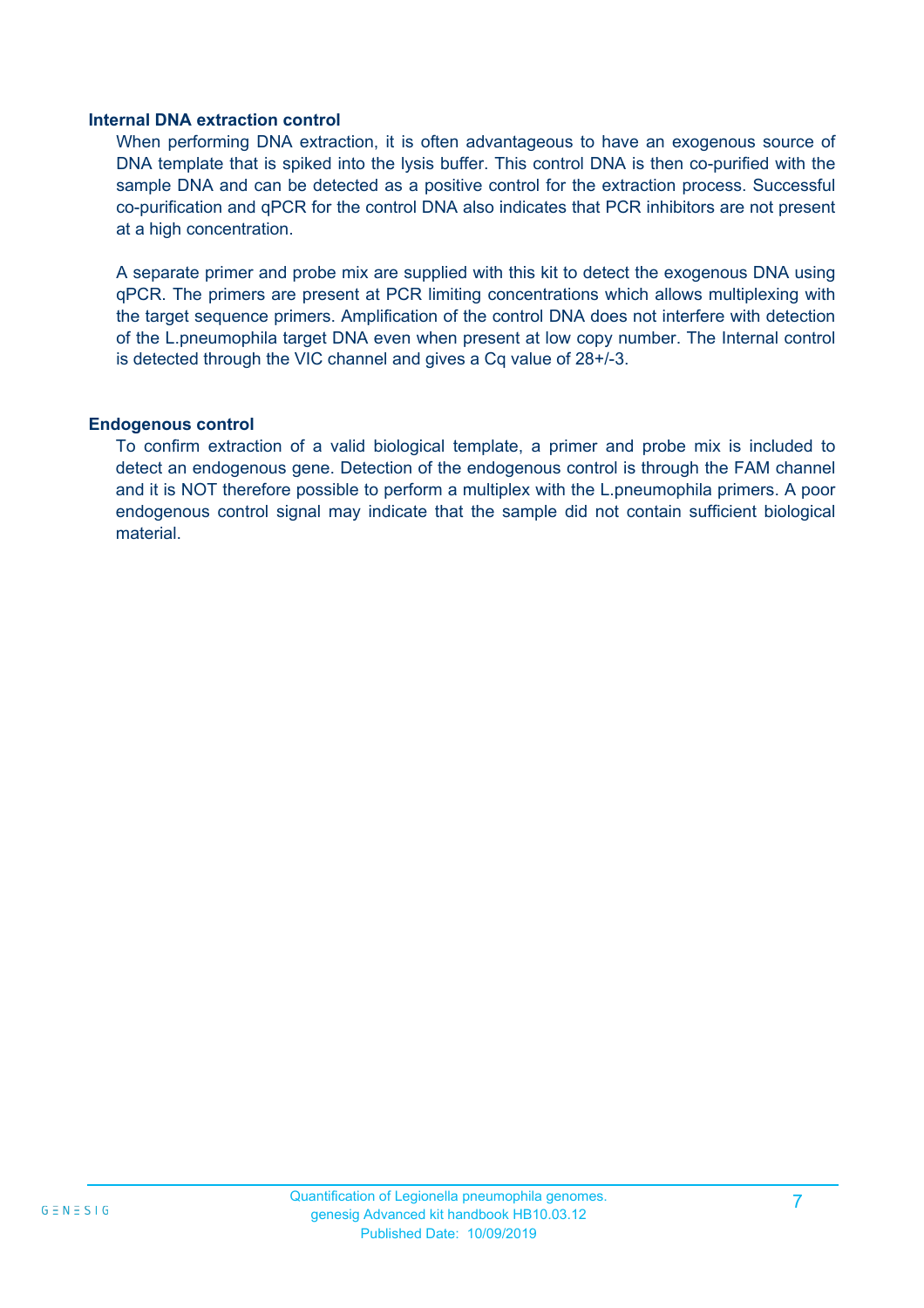### Internal DNA extraction control

When performing DNA extraction, it is often advantageous to have an exogenous source of DNA template that is spiked into the lysis buffer. This control DNA is then co-purified with the sample DNA and can be detected as a positive control for the extraction process. Successful co-purification and qPCR for the control DNA also indicates that PCR inhibitors are not present at a high concentration.

A separate primer and probe mix are supplied with this kit to detect the exogenous DNA using qPCR. The primers are present at PCR limiting concentrations which allows multiplexing with the target sequence primers. Amplification of the control DNA does not interfere with detection of the L.pneumophila target DNA even when present at low copy number. The Internal control is detected through the VIC channel and gives a Cq value of 28+/-3.

### Endogenous control

To confirm extraction of a valid biological template, a primer and probe mix is included to detect an endogenous gene. Detection of the endogenous control is through the FAM channel and it is NOT therefore possible to perform a multiplex with the L.pneumophila primers. A poor endogenous control signal may indicate that the sample did not contain sufficient biological material.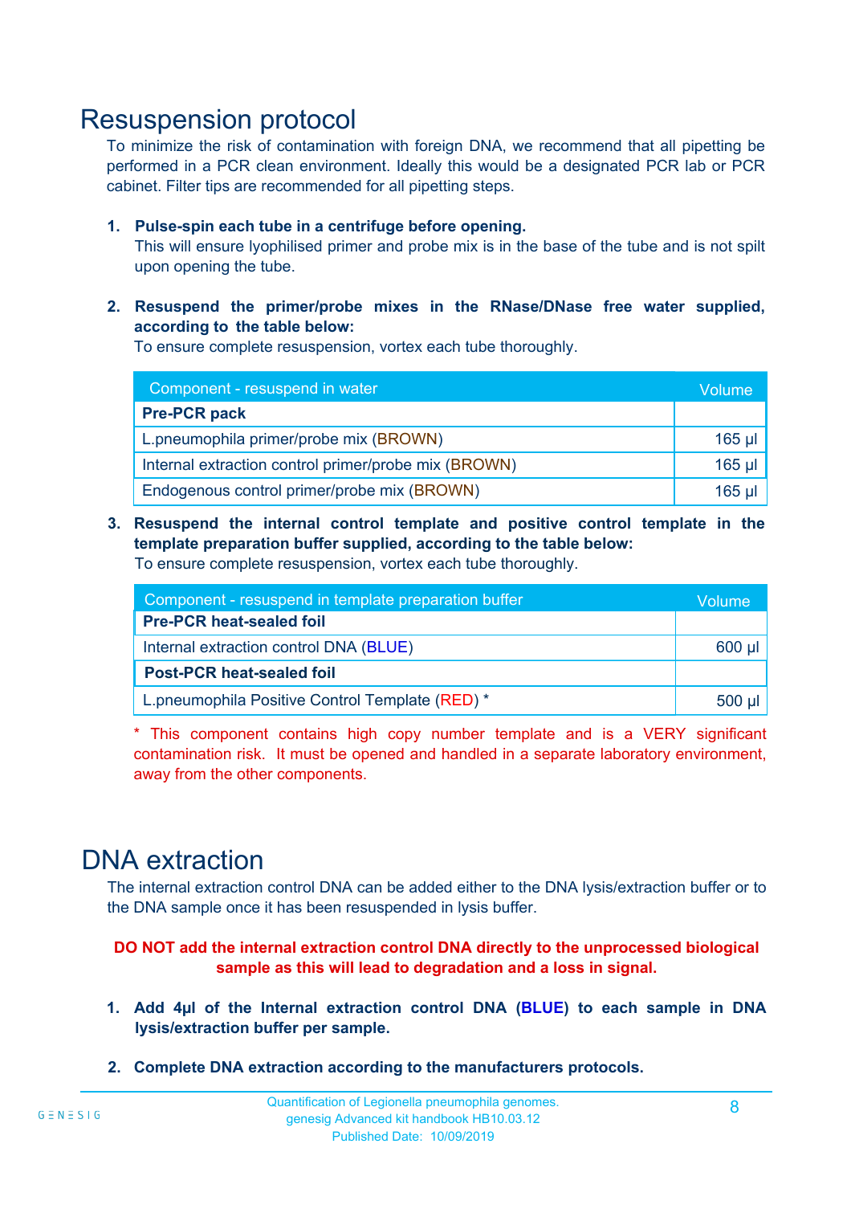# Resuspension protocol

To minimize the risk of contamination with foreign DNA, we recommend that all pipetting be performed in a PCR clean environment. Ideally this would be a designated PCR lab or PCR cabinet. Filter tips are recommended for all pipetting steps.

1. **Pulse-spin each tube in a centrifuge before opening.**
   This will ensure lyophilised primer and probe mix is in the base of the tube and is not spilt upon opening the tube.

2. **Resuspend the primer/probe mixes in the RNase/DNase free water supplied, according to the table below:**
   To ensure complete resuspension, vortex each tube thoroughly.

| Component - resuspend in water | Volume |
|---|---|
| **Pre-PCR pack** | |
| L.pneumophila primer/probe mix (BROWN) | 165 µl |
| Internal extraction control primer/probe mix (BROWN) | 165 µl |
| Endogenous control primer/probe mix (BROWN) | 165 µl |

3. **Resuspend the internal control template and positive control template in the template preparation buffer supplied, according to the table below:**
   To ensure complete resuspension, vortex each tube thoroughly.

| Component - resuspend in template preparation buffer | Volume |
|---|---|
| **Pre-PCR heat-sealed foil** | |
| Internal extraction control DNA (BLUE) | 600 µl |
| **Post-PCR heat-sealed foil** | |
| L.pneumophila Positive Control Template (RED) * | 500 µl |

\* This component contains high copy number template and is a VERY significant contamination risk. It must be opened and handled in a separate laboratory environment, away from the other components.

# DNA extraction

The internal extraction control DNA can be added either to the DNA lysis/extraction buffer or to the DNA sample once it has been resuspended in lysis buffer.

**DO NOT add the internal extraction control DNA directly to the unprocessed biological sample as this will lead to degradation and a loss in signal.**

1. **Add 4µl of the Internal extraction control DNA (BLUE) to each sample in DNA lysis/extraction buffer per sample.**

2. **Complete DNA extraction according to the manufacturers protocols.**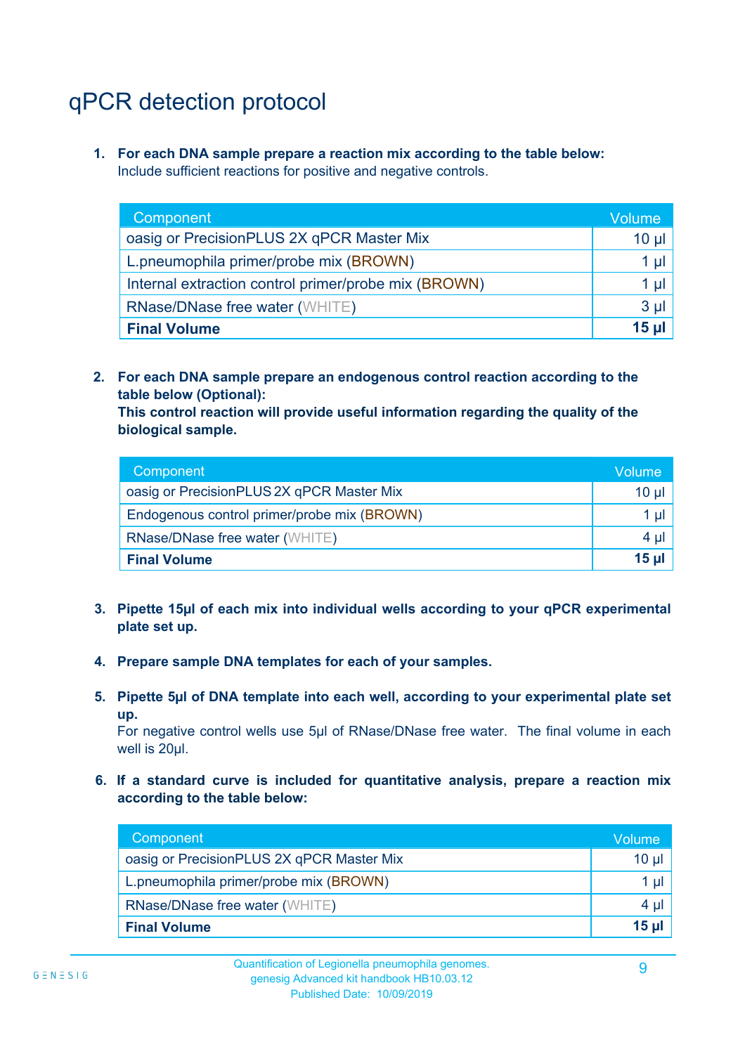# qPCR detection protocol

1. **For each DNA sample prepare a reaction mix according to the table below:**
   Include sufficient reactions for positive and negative controls.

| Component | Volume |
|---|---|
| oasig or PrecisionPLUS 2X qPCR Master Mix | 10 µl |
| L.pneumophila primer/probe mix (BROWN) | 1 µl |
| Internal extraction control primer/probe mix (BROWN) | 1 µl |
| RNase/DNase free water (WHITE) | 3 µl |
| **Final Volume** | **15 µl** |

2. **For each DNA sample prepare an endogenous control reaction according to the table below (Optional):**
   **This control reaction will provide useful information regarding the quality of the biological sample.**

| Component | Volume |
|---|---|
| oasig or PrecisionPLUS 2X qPCR Master Mix | 10 µl |
| Endogenous control primer/probe mix (BROWN) | 1 µl |
| RNase/DNase free water (WHITE) | 4 µl |
| **Final Volume** | **15 µl** |

3. **Pipette 15µl of each mix into individual wells according to your qPCR experimental plate set up.**

4. **Prepare sample DNA templates for each of your samples.**

5. **Pipette 5µl of DNA template into each well, according to your experimental plate set up.**
   For negative control wells use 5µl of RNase/DNase free water. The final volume in each well is 20µl.

6. **If a standard curve is included for quantitative analysis, prepare a reaction mix according to the table below:**

| Component | Volume |
|---|---|
| oasig or PrecisionPLUS 2X qPCR Master Mix | 10 µl |
| L.pneumophila primer/probe mix (BROWN) | 1 µl |
| RNase/DNase free water (WHITE) | 4 µl |
| **Final Volume** | **15 µl** |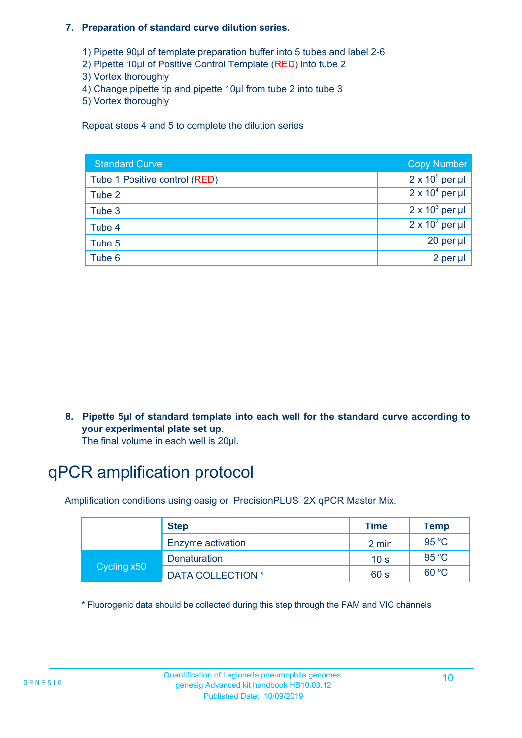7. **Preparation of standard curve dilution series.**

   1) Pipette 90µl of template preparation buffer into 5 tubes and label 2-6
   2) Pipette 10µl of Positive Control Template (RED) into tube 2
   3) Vortex thoroughly
   4) Change pipette tip and pipette 10µl from tube 2 into tube 3
   5) Vortex thoroughly

   Repeat steps 4 and 5 to complete the dilution series

| Standard Curve | Copy Number |
|---|---|
| Tube 1 Positive control (RED) | $2 \times 10^5$ per µl |
| Tube 2 | $2 \times 10^4$ per µl |
| Tube 3 | $2 \times 10^3$ per µl |
| Tube 4 | $2 \times 10^2$ per µl |
| Tube 5 | 20 per µl |
| Tube 6 | 2 per µl |

8. **Pipette 5µl of standard template into each well for the standard curve according to your experimental plate set up.**
   The final volume in each well is 20µl.

# qPCR amplification protocol

Amplification conditions using oasig or PrecisionPLUS 2X qPCR Master Mix.

| | Step | Time | Temp |
|---|---|---|---|
| | Enzyme activation | 2 min | 95 °C |
| Cycling x50 | Denaturation | 10 s | 95 °C |
| | DATA COLLECTION * | 60 s | 60 °C |

* Fluorogenic data should be collected during this step through the FAM and VIC channels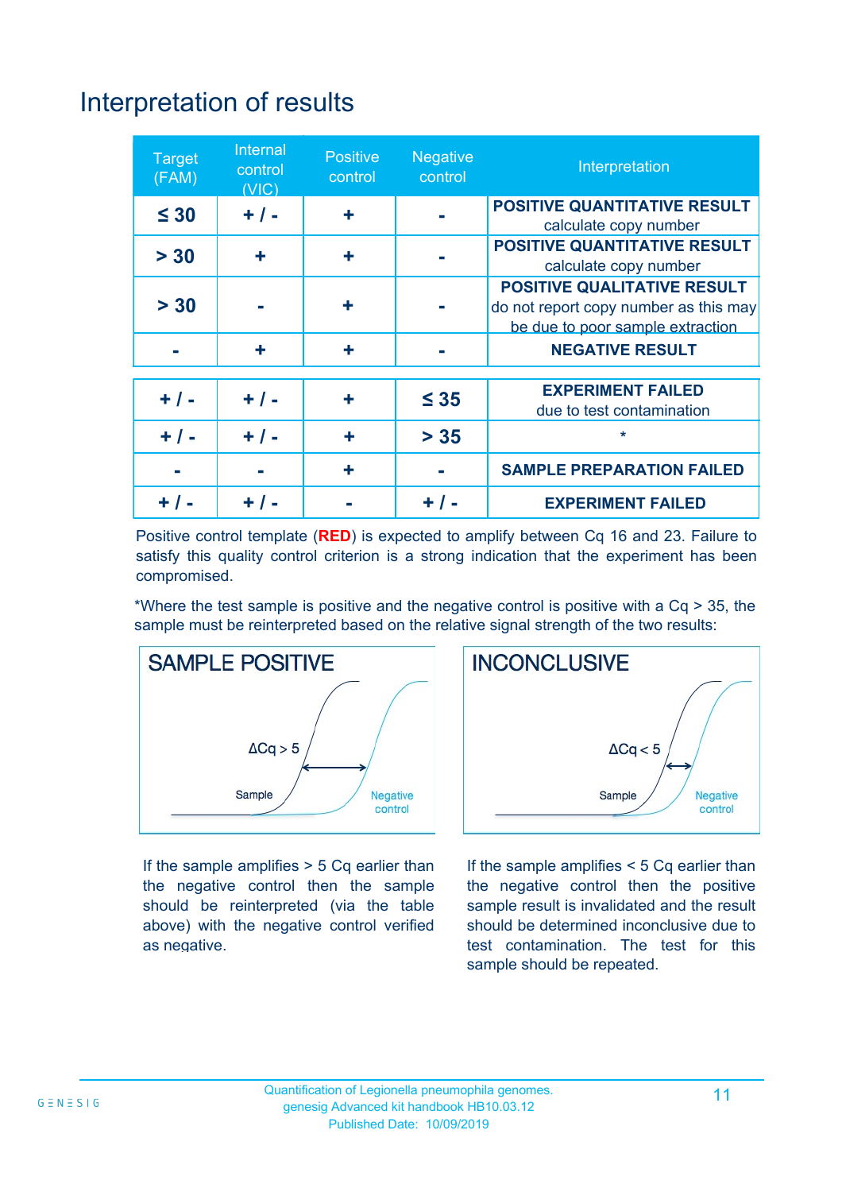# Interpretation of results

| Target (FAM) | Internal control (VIC) | Positive control | Negative control | Interpretation |
|---|---|---|---|---|
| ≤ 30 | + / - | + | - | **POSITIVE QUANTITATIVE RESULT** calculate copy number |
| > 30 | + | + | - | **POSITIVE QUANTITATIVE RESULT** calculate copy number |
| > 30 | - | + | - | **POSITIVE QUALITATIVE RESULT** do not report copy number as this may be due to poor sample extraction |
| - | + | + | - | **NEGATIVE RESULT** |
| + / - | + / - | + | ≤ 35 | **EXPERIMENT FAILED** due to test contamination |
| + / - | + / - | + | > 35 | * |
| - | - | + | - | **SAMPLE PREPARATION FAILED** |
| + / - | + / - | - | + / - | **EXPERIMENT FAILED** |

Positive control template (**RED**) is expected to amplify between Cq 16 and 23. Failure to satisfy this quality control criterion is a strong indication that the experiment has been compromised.

*Where the test sample is positive and the negative control is positive with a Cq > 35, the sample must be reinterpreted based on the relative signal strength of the two results:

**SAMPLE POSITIVE**

ΔCq > 5

Sample

Negative control

If the sample amplifies > 5 Cq earlier than the negative control then the sample should be reinterpreted (via the table above) with the negative control verified as negative.

**INCONCLUSIVE**

ΔCq < 5

Sample

Negative control

If the sample amplifies < 5 Cq earlier than the negative control then the positive sample result is invalidated and the result should be determined inconclusive due to test contamination. The test for this sample should be repeated.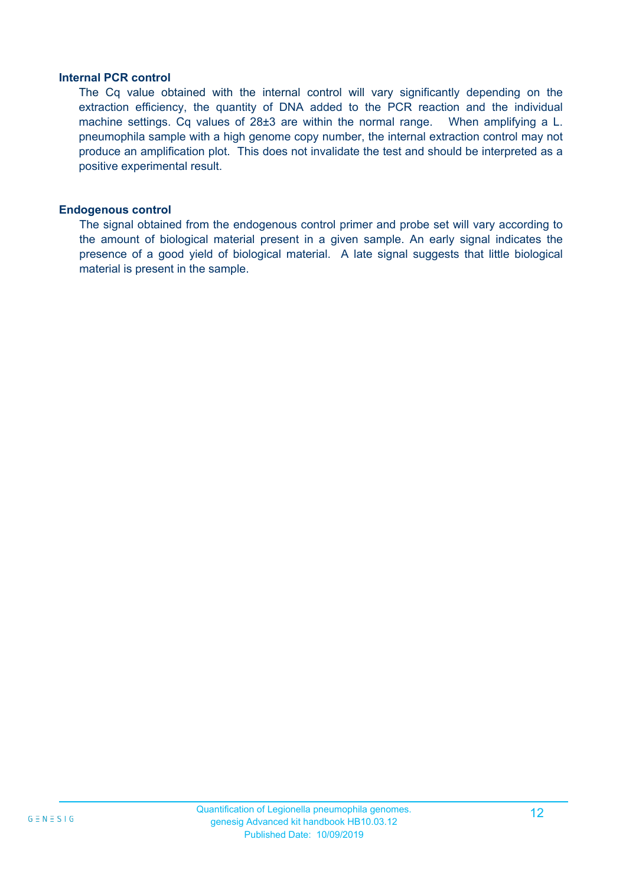### Internal PCR control

The Cq value obtained with the internal control will vary significantly depending on the extraction efficiency, the quantity of DNA added to the PCR reaction and the individual machine settings. Cq values of 28±3 are within the normal range. When amplifying a L. pneumophila sample with a high genome copy number, the internal extraction control may not produce an amplification plot. This does not invalidate the test and should be interpreted as a positive experimental result.

### Endogenous control

The signal obtained from the endogenous control primer and probe set will vary according to the amount of biological material present in a given sample. An early signal indicates the presence of a good yield of biological material. A late signal suggests that little biological material is present in the sample.